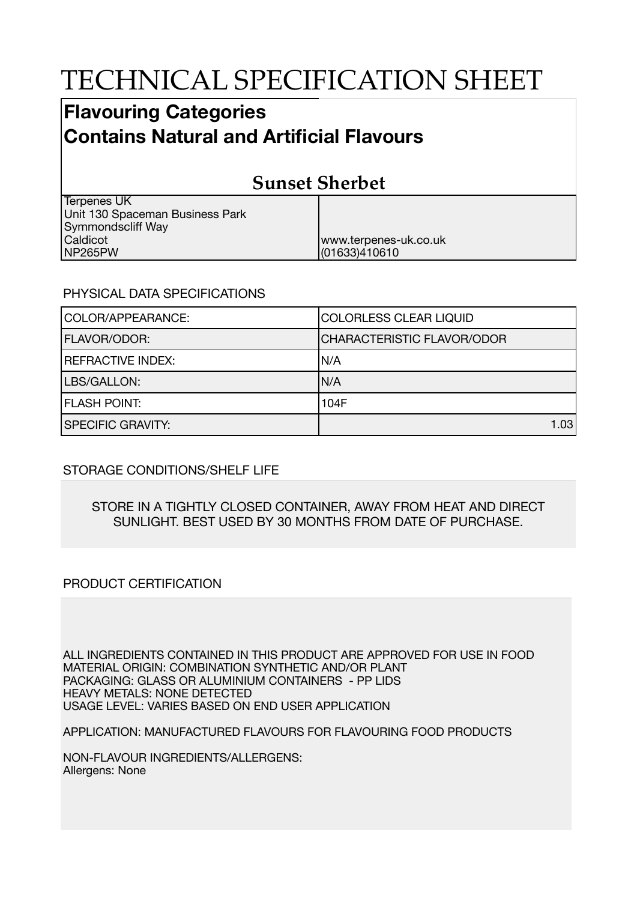# TECHNICAL SPECIFICATION SHEET

## Flavouring Categories
## Contains Natural and Artificial Flavours

### Sunset Sherbet

| | |
|---|---|
| Terpenes UK<br>Unit 130 Spaceman Business Park<br>Symmondscliff Way<br>Caldicot<br>NP265PW | www.terpenes-uk.co.uk<br>(01633)410610 |

PHYSICAL DATA SPECIFICATIONS

| | |
|---|---|
| COLOR/APPEARANCE: | COLORLESS CLEAR LIQUID |
| FLAVOR/ODOR: | CHARACTERISTIC FLAVOR/ODOR |
| REFRACTIVE INDEX: | N/A |
| LBS/GALLON: | N/A |
| FLASH POINT: | 104F |
| SPECIFIC GRAVITY: | 1.03 |

STORAGE CONDITIONS/SHELF LIFE

STORE IN A TIGHTLY CLOSED CONTAINER, AWAY FROM HEAT AND DIRECT SUNLIGHT. BEST USED BY 30 MONTHS FROM DATE OF PURCHASE.

PRODUCT CERTIFICATION

ALL INGREDIENTS CONTAINED IN THIS PRODUCT ARE APPROVED FOR USE IN FOOD
MATERIAL ORIGIN: COMBINATION SYNTHETIC AND/OR PLANT
PACKAGING: GLASS OR ALUMINIUM CONTAINERS - PP LIDS
HEAVY METALS: NONE DETECTED
USAGE LEVEL: VARIES BASED ON END USER APPLICATION

APPLICATION: MANUFACTURED FLAVOURS FOR FLAVOURING FOOD PRODUCTS

NON-FLAVOUR INGREDIENTS/ALLERGENS:
Allergens: None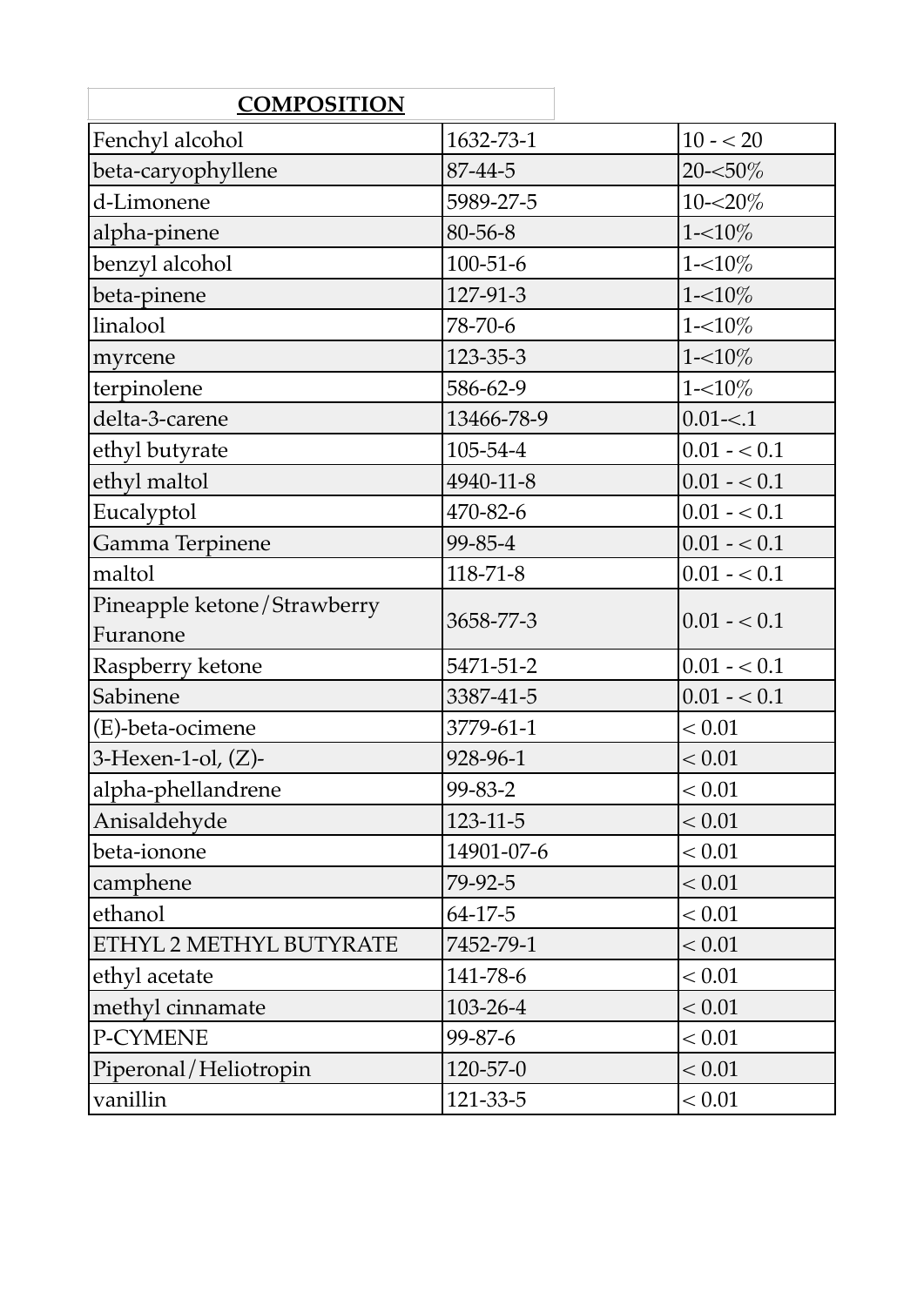**COMPOSITION**

| | | |
|---|---|---|
| Fenchyl alcohol | 1632-73-1 | 10 - < 20 |
| beta-caryophyllene | 87-44-5 | 20-<50% |
| d-Limonene | 5989-27-5 | 10-<20% |
| alpha-pinene | 80-56-8 | 1-<10% |
| benzyl alcohol | 100-51-6 | 1-<10% |
| beta-pinene | 127-91-3 | 1-<10% |
| linalool | 78-70-6 | 1-<10% |
| myrcene | 123-35-3 | 1-<10% |
| terpinolene | 586-62-9 | 1-<10% |
| delta-3-carene | 13466-78-9 | 0.01-<.1 |
| ethyl butyrate | 105-54-4 | 0.01 - < 0.1 |
| ethyl maltol | 4940-11-8 | 0.01 - < 0.1 |
| Eucalyptol | 470-82-6 | 0.01 - < 0.1 |
| Gamma Terpinene | 99-85-4 | 0.01 - < 0.1 |
| maltol | 118-71-8 | 0.01 - < 0.1 |
| Pineapple ketone/Strawberry Furanone | 3658-77-3 | 0.01 - < 0.1 |
| Raspberry ketone | 5471-51-2 | 0.01 - < 0.1 |
| Sabinene | 3387-41-5 | 0.01 - < 0.1 |
| (E)-beta-ocimene | 3779-61-1 | < 0.01 |
| 3-Hexen-1-ol, (Z)- | 928-96-1 | < 0.01 |
| alpha-phellandrene | 99-83-2 | < 0.01 |
| Anisaldehyde | 123-11-5 | < 0.01 |
| beta-ionone | 14901-07-6 | < 0.01 |
| camphene | 79-92-5 | < 0.01 |
| ethanol | 64-17-5 | < 0.01 |
| ETHYL 2 METHYL BUTYRATE | 7452-79-1 | < 0.01 |
| ethyl acetate | 141-78-6 | < 0.01 |
| methyl cinnamate | 103-26-4 | < 0.01 |
| P-CYMENE | 99-87-6 | < 0.01 |
| Piperonal/Heliotropin | 120-57-0 | < 0.01 |
| vanillin | 121-33-5 | < 0.01 |